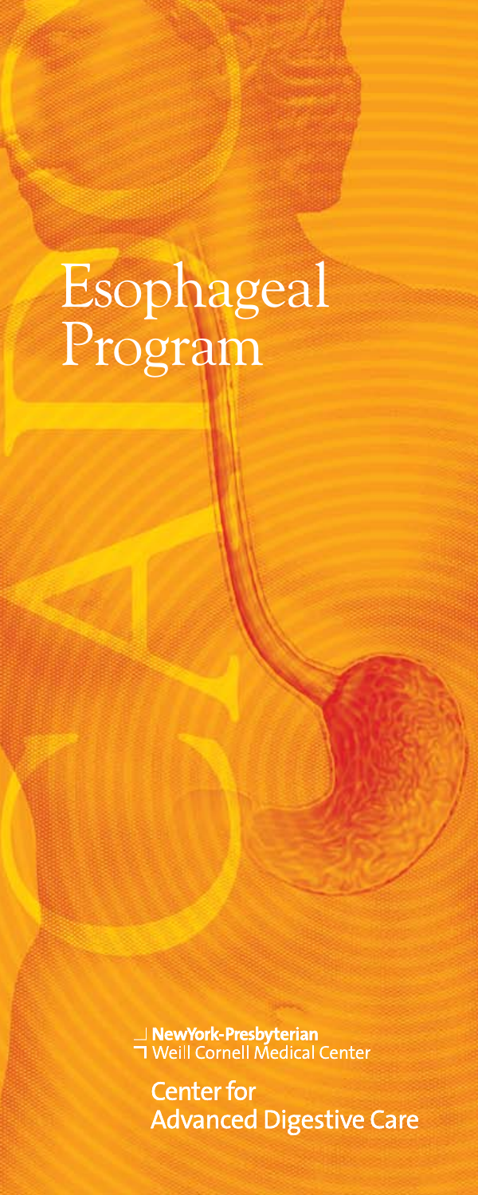# Esophageal Program

NewYork-Presbyterian
Weill Cornell Medical Center

Center for Advanced Digestive Care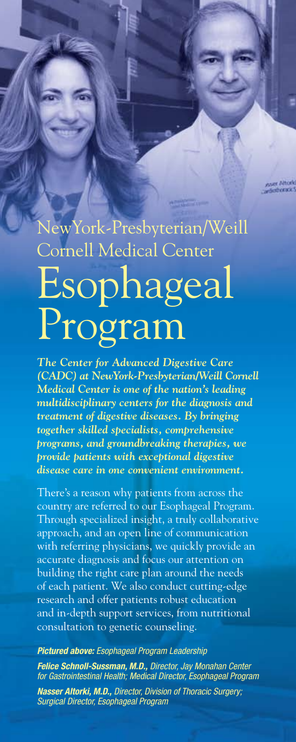# NewYork-Presbyterian/Weill Cornell Medical Center

# Esophageal Program

***The Center for Advanced Digestive Care (CADC) at NewYork-Presbyterian/Weill Cornell Medical Center is one of the nation's leading multidisciplinary centers for the diagnosis and treatment of digestive diseases. By bringing together skilled specialists, comprehensive programs, and groundbreaking therapies, we provide patients with exceptional digestive disease care in one convenient environment.***

There's a reason why patients from across the country are referred to our Esophageal Program. Through specialized insight, a truly collaborative approach, and an open line of communication with referring physicians, we quickly provide an accurate diagnosis and focus our attention on building the right care plan around the needs of each patient. We also conduct cutting-edge research and offer patients robust education and in-depth support services, from nutritional consultation to genetic counseling.

***Pictured above:*** *Esophageal Program Leadership*

***Felice Schnoll-Sussman, M.D.,*** *Director, Jay Monahan Center for Gastrointestinal Health; Medical Director, Esophageal Program*

***Nasser Altorki, M.D.,*** *Director, Division of Thoracic Surgery; Surgical Director, Esophageal Program*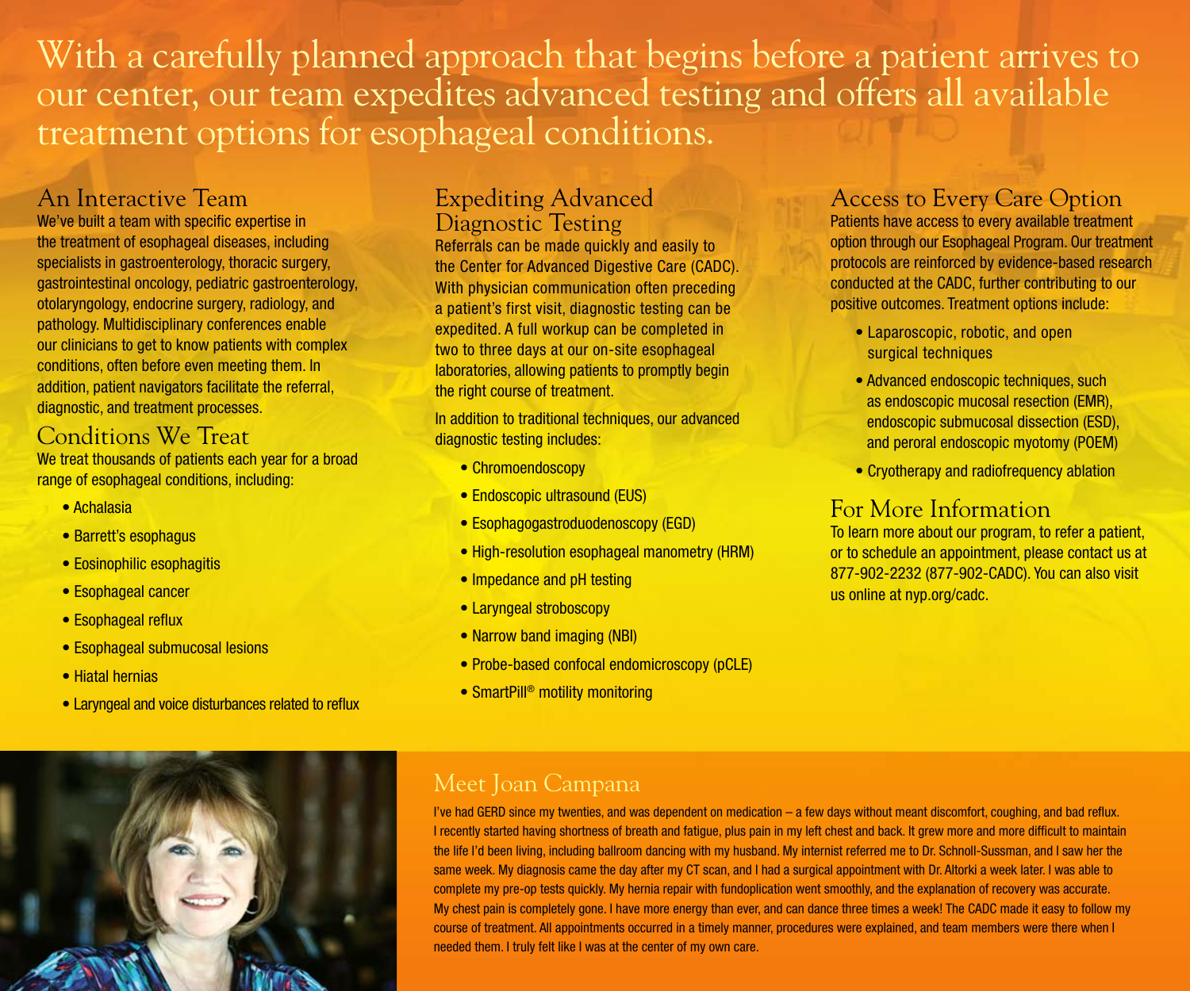# With a carefully planned approach that begins before a patient arrives to our center, our team expedites advanced testing and offers all available treatment options for esophageal conditions.

## An Interactive Team

We've built a team with specific expertise in the treatment of esophageal diseases, including specialists in gastroenterology, thoracic surgery, gastrointestinal oncology, pediatric gastroenterology, otolaryngology, endocrine surgery, radiology, and pathology. Multidisciplinary conferences enable our clinicians to get to know patients with complex conditions, often before even meeting them. In addition, patient navigators facilitate the referral, diagnostic, and treatment processes.

## Conditions We Treat

We treat thousands of patients each year for a broad range of esophageal conditions, including:

- Achalasia
- Barrett's esophagus
- Eosinophilic esophagitis
- Esophageal cancer
- Esophageal reflux
- Esophageal submucosal lesions
- Hiatal hernias
- Laryngeal and voice disturbances related to reflux

## Expediting Advanced Diagnostic Testing

Referrals can be made quickly and easily to the Center for Advanced Digestive Care (CADC). With physician communication often preceding a patient's first visit, diagnostic testing can be expedited. A full workup can be completed in two to three days at our on-site esophageal laboratories, allowing patients to promptly begin the right course of treatment.

In addition to traditional techniques, our advanced diagnostic testing includes:

- Chromoendoscopy
- Endoscopic ultrasound (EUS)
- Esophagogastroduodenoscopy (EGD)
- High-resolution esophageal manometry (HRM)
- Impedance and pH testing
- Laryngeal stroboscopy
- Narrow band imaging (NBI)
- Probe-based confocal endomicroscopy (pCLE)
- SmartPill® motility monitoring

## Access to Every Care Option

Patients have access to every available treatment option through our Esophageal Program. Our treatment protocols are reinforced by evidence-based research conducted at the CADC, further contributing to our positive outcomes. Treatment options include:

- Laparoscopic, robotic, and open surgical techniques
- Advanced endoscopic techniques, such as endoscopic mucosal resection (EMR), endoscopic submucosal dissection (ESD), and peroral endoscopic myotomy (POEM)
- Cryotherapy and radiofrequency ablation

## For More Information

To learn more about our program, to refer a patient, or to schedule an appointment, please contact us at 877-902-2232 (877-902-CADC). You can also visit us online at nyp.org/cadc.

## Meet Joan Campana

I've had GERD since my twenties, and was dependent on medication – a few days without meant discomfort, coughing, and bad reflux. I recently started having shortness of breath and fatigue, plus pain in my left chest and back. It grew more and more difficult to maintain the life I'd been living, including ballroom dancing with my husband. My internist referred me to Dr. Schnoll-Sussman, and I saw her the same week. My diagnosis came the day after my CT scan, and I had a surgical appointment with Dr. Altorki a week later. I was able to complete my pre-op tests quickly. My hernia repair with fundoplication went smoothly, and the explanation of recovery was accurate. My chest pain is completely gone. I have more energy than ever, and can dance three times a week! The CADC made it easy to follow my course of treatment. All appointments occurred in a timely manner, procedures were explained, and team members were there when I needed them. I truly felt like I was at the center of my own care.